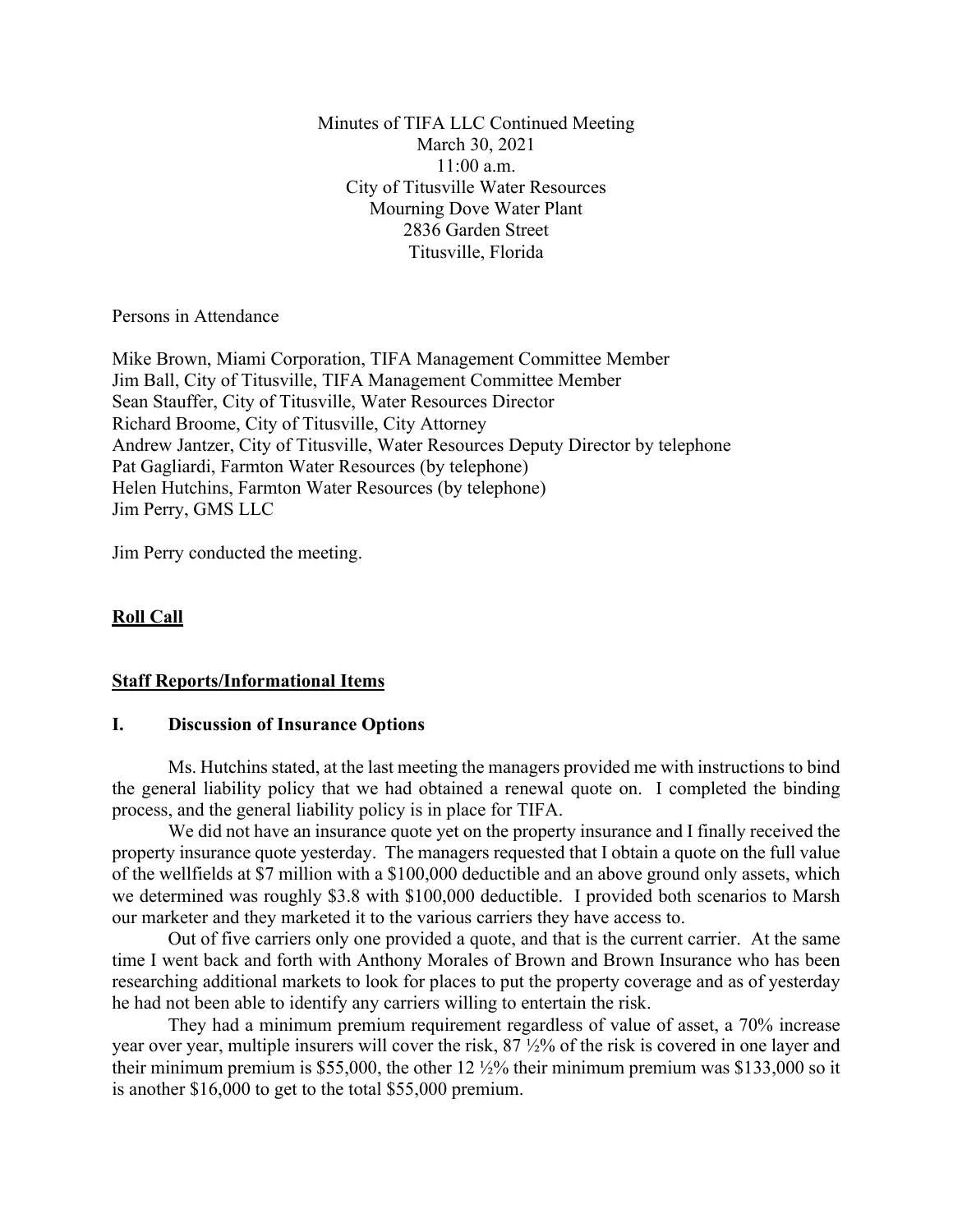Minutes of TIFA LLC Continued Meeting
March 30, 2021
11:00 a.m.
City of Titusville Water Resources
Mourning Dove Water Plant
2836 Garden Street
Titusville, Florida

Persons in Attendance

Mike Brown, Miami Corporation, TIFA Management Committee Member
Jim Ball, City of Titusville, TIFA Management Committee Member
Sean Stauffer, City of Titusville, Water Resources Director
Richard Broome, City of Titusville, City Attorney
Andrew Jantzer, City of Titusville, Water Resources Deputy Director by telephone
Pat Gagliardi, Farmton Water Resources (by telephone)
Helen Hutchins, Farmton Water Resources (by telephone)
Jim Perry, GMS LLC

Jim Perry conducted the meeting.

## **Roll Call**

## **Staff Reports/Informational Items**

### **I. Discussion of Insurance Options**

Ms. Hutchins stated, at the last meeting the managers provided me with instructions to bind the general liability policy that we had obtained a renewal quote on. I completed the binding process, and the general liability policy is in place for TIFA.

We did not have an insurance quote yet on the property insurance and I finally received the property insurance quote yesterday. The managers requested that I obtain a quote on the full value of the wellfields at $7 million with a $100,000 deductible and an above ground only assets, which we determined was roughly $3.8 with $100,000 deductible. I provided both scenarios to Marsh our marketer and they marketed it to the various carriers they have access to.

Out of five carriers only one provided a quote, and that is the current carrier. At the same time I went back and forth with Anthony Morales of Brown and Brown Insurance who has been researching additional markets to look for places to put the property coverage and as of yesterday he had not been able to identify any carriers willing to entertain the risk.

They had a minimum premium requirement regardless of value of asset, a 70% increase year over year, multiple insurers will cover the risk, 87 ½% of the risk is covered in one layer and their minimum premium is $55,000, the other 12 ½% their minimum premium was $133,000 so it is another $16,000 to get to the total $55,000 premium.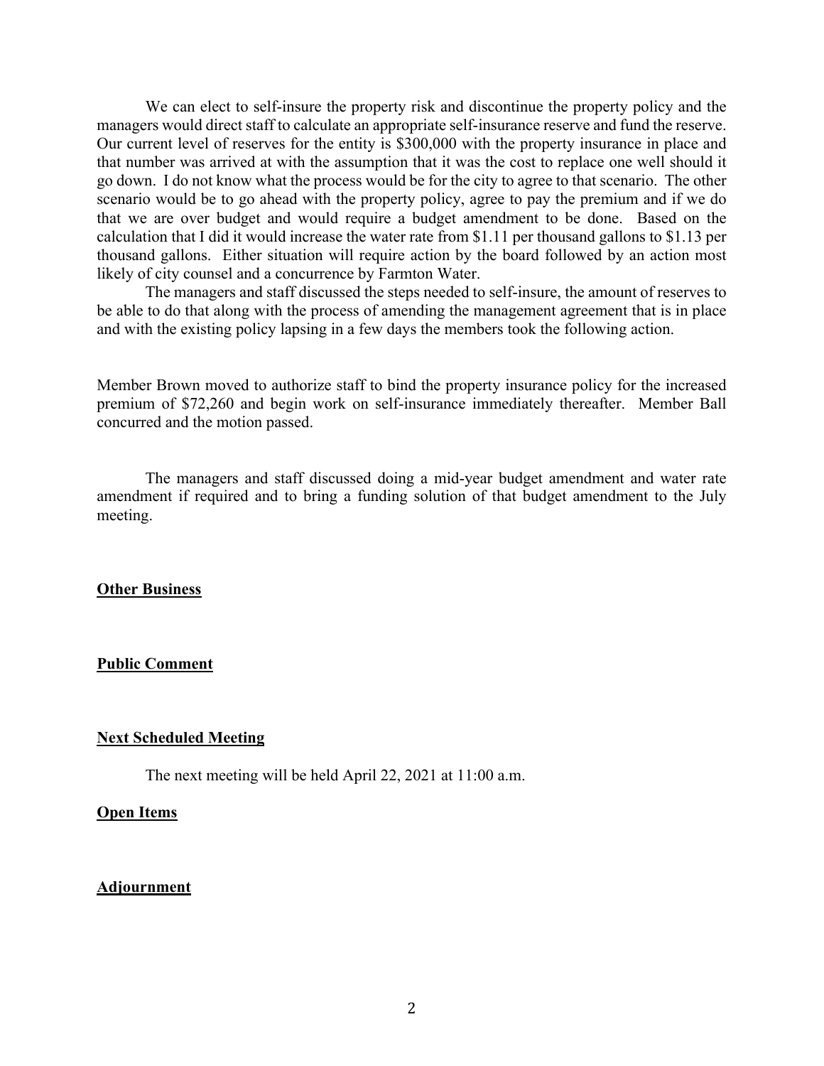We can elect to self-insure the property risk and discontinue the property policy and the managers would direct staff to calculate an appropriate self-insurance reserve and fund the reserve. Our current level of reserves for the entity is $300,000 with the property insurance in place and that number was arrived at with the assumption that it was the cost to replace one well should it go down. I do not know what the process would be for the city to agree to that scenario. The other scenario would be to go ahead with the property policy, agree to pay the premium and if we do that we are over budget and would require a budget amendment to be done. Based on the calculation that I did it would increase the water rate from $1.11 per thousand gallons to $1.13 per thousand gallons. Either situation will require action by the board followed by an action most likely of city counsel and a concurrence by Farmton Water.

The managers and staff discussed the steps needed to self-insure, the amount of reserves to be able to do that along with the process of amending the management agreement that is in place and with the existing policy lapsing in a few days the members took the following action.

Member Brown moved to authorize staff to bind the property insurance policy for the increased premium of $72,260 and begin work on self-insurance immediately thereafter. Member Ball concurred and the motion passed.

The managers and staff discussed doing a mid-year budget amendment and water rate amendment if required and to bring a funding solution of that budget amendment to the July meeting.

**Other Business**

**Public Comment**

**Next Scheduled Meeting**

The next meeting will be held April 22, 2021 at 11:00 a.m.

**Open Items**

**Adjournment**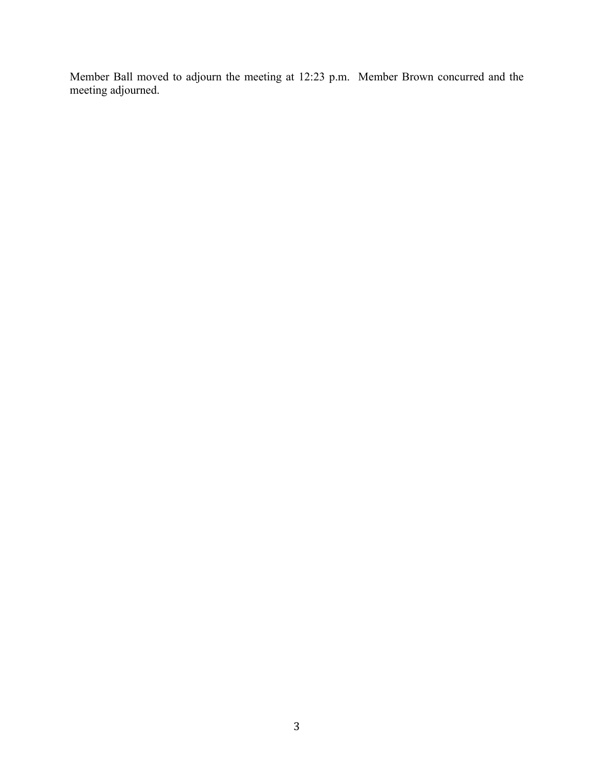Member Ball moved to adjourn the meeting at 12:23 p.m. Member Brown concurred and the meeting adjourned.